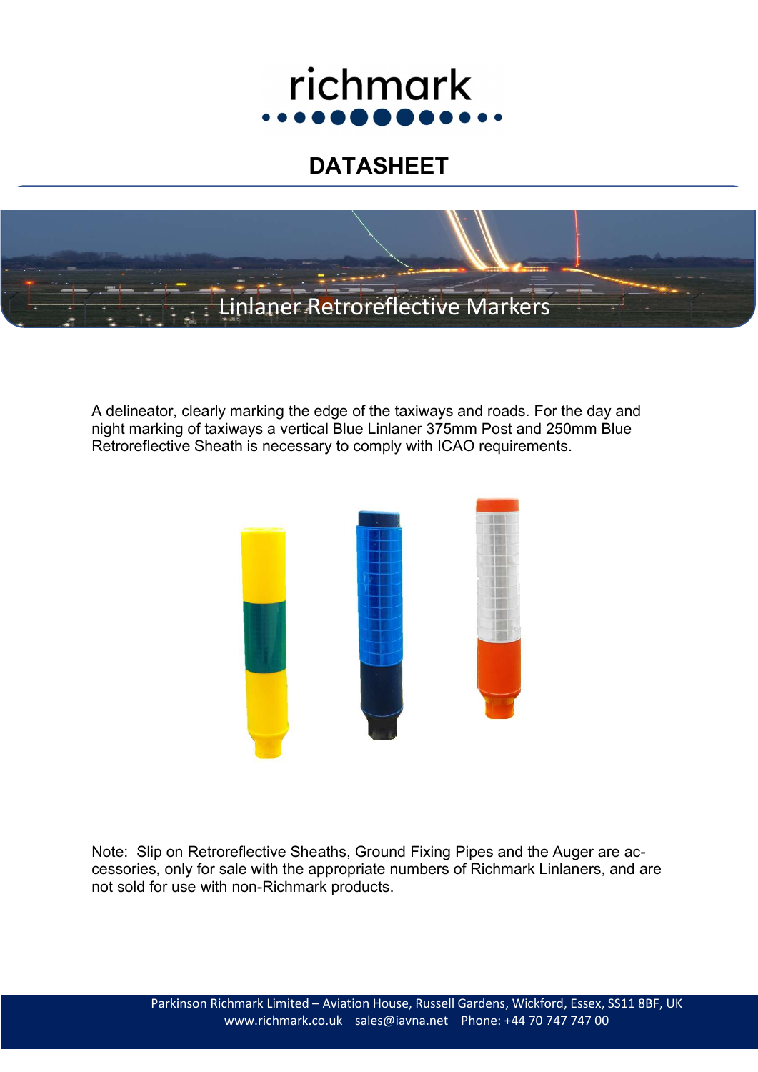richmark

# DATASHEET

## Linlaner Retroreflective Markers

A delineator, clearly marking the edge of the taxiways and roads. For the day and night marking of taxiways a vertical Blue Linlaner 375mm Post and 250mm Blue Retroreflective Sheath is necessary to comply with ICAO requirements.

Note: Slip on Retroreflective Sheaths, Ground Fixing Pipes and the Auger are accessories, only for sale with the appropriate numbers of Richmark Linlaners, and are not sold for use with non-Richmark products.

Parkinson Richmark Limited – Aviation House, Russell Gardens, Wickford, Essex, SS11 8BF, UK
www.richmark.co.uk sales@iavna.net Phone: +44 70 747 747 00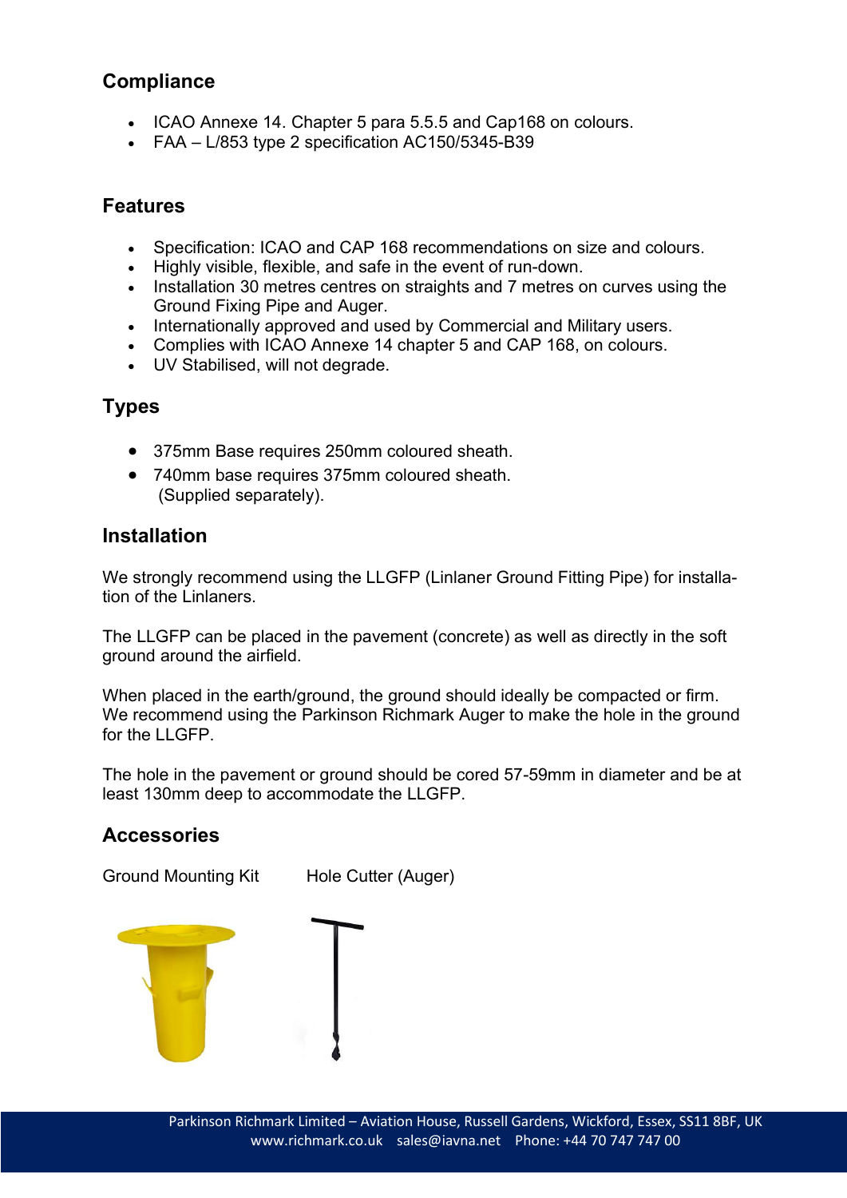## Compliance

- ICAO Annexe 14. Chapter 5 para 5.5.5 and Cap168 on colours.
- FAA – L/853 type 2 specification AC150/5345-B39

## Features

- Specification: ICAO and CAP 168 recommendations on size and colours.
- Highly visible, flexible, and safe in the event of run-down.
- Installation 30 metres centres on straights and 7 metres on curves using the Ground Fixing Pipe and Auger.
- Internationally approved and used by Commercial and Military users.
- Complies with ICAO Annexe 14 chapter 5 and CAP 168, on colours.
- UV Stabilised, will not degrade.

## Types

- 375mm Base requires 250mm coloured sheath.
- 740mm base requires 375mm coloured sheath.
  (Supplied separately).

## Installation

We strongly recommend using the LLGFP (Linlaner Ground Fitting Pipe) for installation of the Linlaners.

The LLGFP can be placed in the pavement (concrete) as well as directly in the soft ground around the airfield.

When placed in the earth/ground, the ground should ideally be compacted or firm. We recommend using the Parkinson Richmark Auger to make the hole in the ground for the LLGFP.

The hole in the pavement or ground should be cored 57-59mm in diameter and be at least 130mm deep to accommodate the LLGFP.

## Accessories

Ground Mounting Kit     Hole Cutter (Auger)

Parkinson Richmark Limited – Aviation House, Russell Gardens, Wickford, Essex, SS11 8BF, UK
www.richmark.co.uk    sales@iavna.net    Phone: +44 70 747 747 00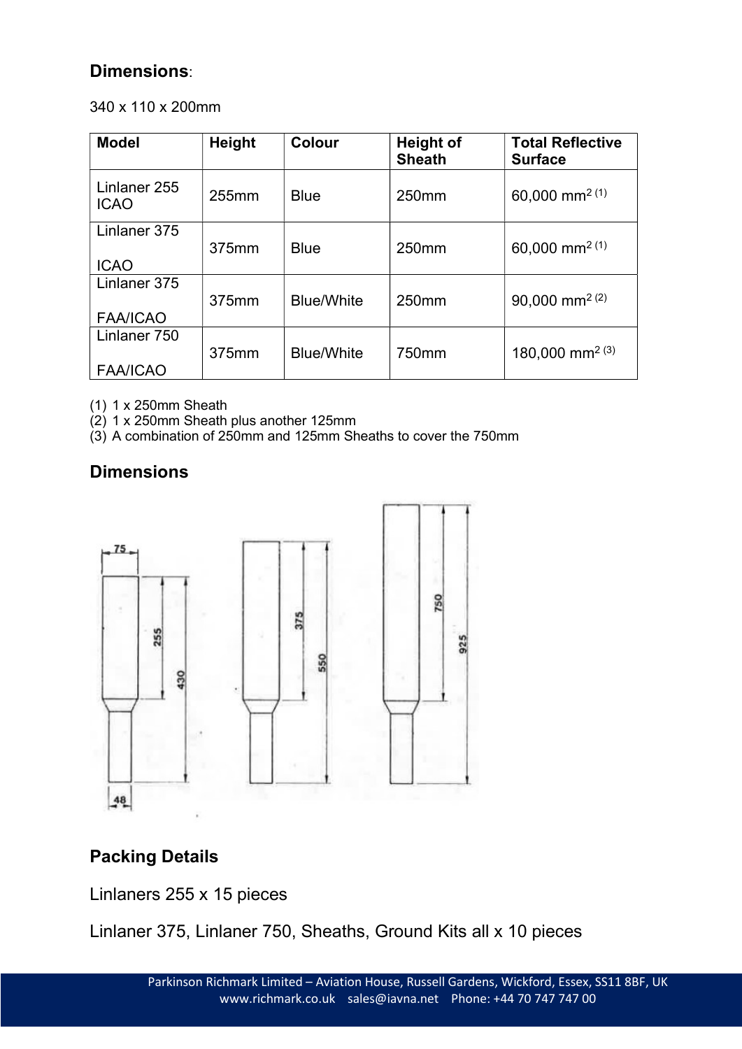## Dimensions:

340 x 110 x 200mm

| Model | Height | Colour | Height of Sheath | Total Reflective Surface |
|---|---|---|---|---|
| Linlaner 255 ICAO | 255mm | Blue | 250mm | 60,000 $mm^2$ (1) |
| Linlaner 375 ICAO | 375mm | Blue | 250mm | 60,000 $mm^2$ (1) |
| Linlaner 375 FAA/ICAO | 375mm | Blue/White | 250mm | 90,000 $mm^2$ (2) |
| Linlaner 750 FAA/ICAO | 375mm | Blue/White | 750mm | 180,000 $mm^2$ (3) |

(1) 1 x 250mm Sheath
(2) 1 x 250mm Sheath plus another 125mm
(3) A combination of 250mm and 125mm Sheaths to cover the 750mm

## Dimensions

75
255
430
48
375
550
750
925

## Packing Details

Linlaners 255 x 15 pieces

Linlaner 375, Linlaner 750, Sheaths, Ground Kits all x 10 pieces